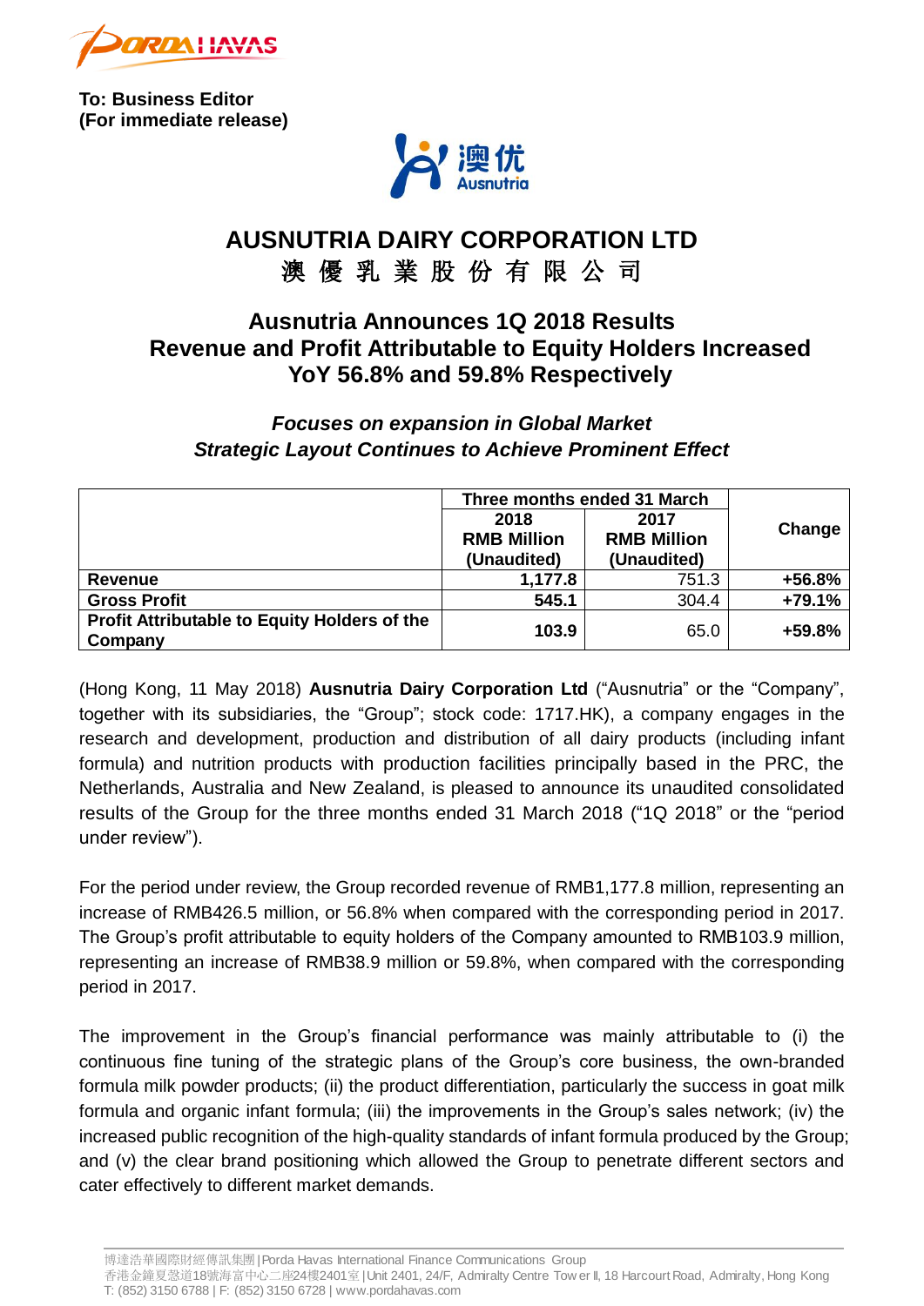**To: Business Editor**
**(For immediate release)**

# AUSNUTRIA DAIRY CORPORATION LTD
# 澳 優 乳 業 股 份 有 限 公 司

## Ausnutria Announces 1Q 2018 Results
## Revenue and Profit Attributable to Equity Holders Increased YoY 56.8% and 59.8% Respectively

***Focuses on expansion in Global Market***
***Strategic Layout Continues to Achieve Prominent Effect***

| | Three months ended 31 March | | Change |
|---|---|---|---|
| | **2018 RMB Million (Unaudited)** | **2017 RMB Million (Unaudited)** | |
| **Revenue** | **1,177.8** | 751.3 | **+56.8%** |
| **Gross Profit** | **545.1** | 304.4 | **+79.1%** |
| **Profit Attributable to Equity Holders of the Company** | **103.9** | 65.0 | **+59.8%** |

(Hong Kong, 11 May 2018) **Ausnutria Dairy Corporation Ltd** ("Ausnutria" or the "Company", together with its subsidiaries, the "Group"; stock code: 1717.HK), a company engages in the research and development, production and distribution of all dairy products (including infant formula) and nutrition products with production facilities principally based in the PRC, the Netherlands, Australia and New Zealand, is pleased to announce its unaudited consolidated results of the Group for the three months ended 31 March 2018 ("1Q 2018" or the "period under review").

For the period under review, the Group recorded revenue of RMB1,177.8 million, representing an increase of RMB426.5 million, or 56.8% when compared with the corresponding period in 2017. The Group's profit attributable to equity holders of the Company amounted to RMB103.9 million, representing an increase of RMB38.9 million or 59.8%, when compared with the corresponding period in 2017.

The improvement in the Group's financial performance was mainly attributable to (i) the continuous fine tuning of the strategic plans of the Group's core business, the own-branded formula milk powder products; (ii) the product differentiation, particularly the success in goat milk formula and organic infant formula; (iii) the improvements in the Group's sales network; (iv) the increased public recognition of the high-quality standards of infant formula produced by the Group; and (v) the clear brand positioning which allowed the Group to penetrate different sectors and cater effectively to different market demands.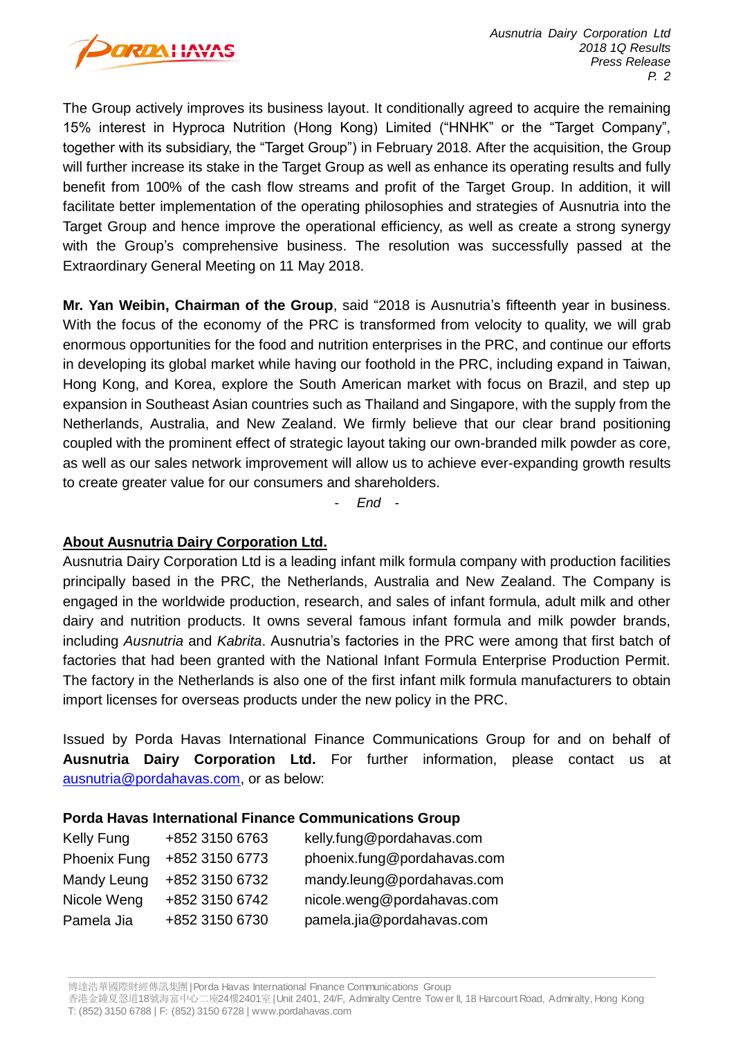The Group actively improves its business layout. It conditionally agreed to acquire the remaining 15% interest in Hyproca Nutrition (Hong Kong) Limited ("HNHK" or the "Target Company", together with its subsidiary, the "Target Group") in February 2018. After the acquisition, the Group will further increase its stake in the Target Group as well as enhance its operating results and fully benefit from 100% of the cash flow streams and profit of the Target Group. In addition, it will facilitate better implementation of the operating philosophies and strategies of Ausnutria into the Target Group and hence improve the operational efficiency, as well as create a strong synergy with the Group's comprehensive business. The resolution was successfully passed at the Extraordinary General Meeting on 11 May 2018.

**Mr. Yan Weibin, Chairman of the Group**, said "2018 is Ausnutria's fifteenth year in business. With the focus of the economy of the PRC is transformed from velocity to quality, we will grab enormous opportunities for the food and nutrition enterprises in the PRC, and continue our efforts in developing its global market while having our foothold in the PRC, including expand in Taiwan, Hong Kong, and Korea, explore the South American market with focus on Brazil, and step up expansion in Southeast Asian countries such as Thailand and Singapore, with the supply from the Netherlands, Australia, and New Zealand. We firmly believe that our clear brand positioning coupled with the prominent effect of strategic layout taking our own-branded milk powder as core, as well as our sales network improvement will allow us to achieve ever-expanding growth results to create greater value for our consumers and shareholders.

\- *End* -

**<u>About Ausnutria Dairy Corporation Ltd.</u>**

Ausnutria Dairy Corporation Ltd is a leading infant milk formula company with production facilities principally based in the PRC, the Netherlands, Australia and New Zealand. The Company is engaged in the worldwide production, research, and sales of infant formula, adult milk and other dairy and nutrition products. It owns several famous infant formula and milk powder brands, including *Ausnutria* and *Kabrita*. Ausnutria's factories in the PRC were among that first batch of factories that had been granted with the National Infant Formula Enterprise Production Permit. The factory in the Netherlands is also one of the first infant milk formula manufacturers to obtain import licenses for overseas products under the new policy in the PRC.

Issued by Porda Havas International Finance Communications Group for and on behalf of **Ausnutria Dairy Corporation Ltd.** For further information, please contact us at ausnutria@pordahavas.com, or as below:

**Porda Havas International Finance Communications Group**

| | | |
|---|---|---|
| Kelly Fung | +852 3150 6763 | kelly.fung@pordahavas.com |
| Phoenix Fung | +852 3150 6773 | phoenix.fung@pordahavas.com |
| Mandy Leung | +852 3150 6732 | mandy.leung@pordahavas.com |
| Nicole Weng | +852 3150 6742 | nicole.weng@pordahavas.com |
| Pamela Jia | +852 3150 6730 | pamela.jia@pordahavas.com |